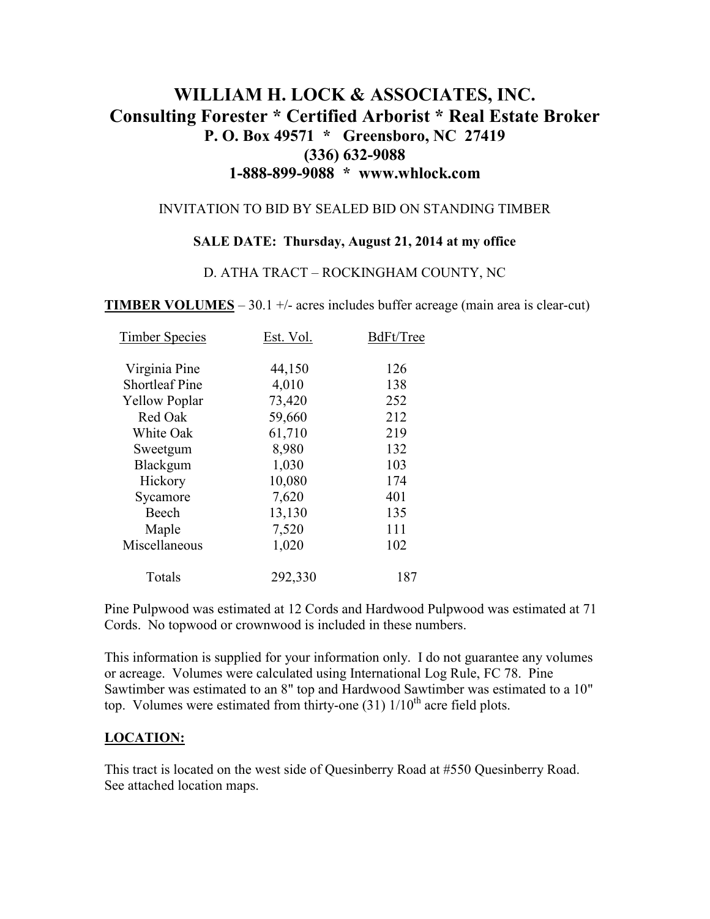# WILLIAM H. LOCK & ASSOCIATES, INC.

## Consulting Forester * Certified Arborist * Real Estate Broker

**P. O. Box 49571 * Greensboro, NC 27419**
**(336) 632-9088**
**1-888-899-9088 * www.whlock.com**

INVITATION TO BID BY SEALED BID ON STANDING TIMBER

**SALE DATE: Thursday, August 21, 2014 at my office**

D. ATHA TRACT – ROCKINGHAM COUNTY, NC

**TIMBER VOLUMES** – 30.1 +/- acres includes buffer acreage (main area is clear-cut)

| Timber Species | Est. Vol. | BdFt/Tree |
|---|---|---|
| Virginia Pine | 44,150 | 126 |
| Shortleaf Pine | 4,010 | 138 |
| Yellow Poplar | 73,420 | 252 |
| Red Oak | 59,660 | 212 |
| White Oak | 61,710 | 219 |
| Sweetgum | 8,980 | 132 |
| Blackgum | 1,030 | 103 |
| Hickory | 10,080 | 174 |
| Sycamore | 7,620 | 401 |
| Beech | 13,130 | 135 |
| Maple | 7,520 | 111 |
| Miscellaneous | 1,020 | 102 |
| Totals | 292,330 | 187 |

Pine Pulpwood was estimated at 12 Cords and Hardwood Pulpwood was estimated at 71 Cords. No topwood or crownwood is included in these numbers.

This information is supplied for your information only. I do not guarantee any volumes or acreage. Volumes were calculated using International Log Rule, FC 78. Pine Sawtimber was estimated to an 8" top and Hardwood Sawtimber was estimated to a 10" top. Volumes were estimated from thirty-one (31) 1/10th acre field plots.

**LOCATION:**

This tract is located on the west side of Quesinberry Road at #550 Quesinberry Road. See attached location maps.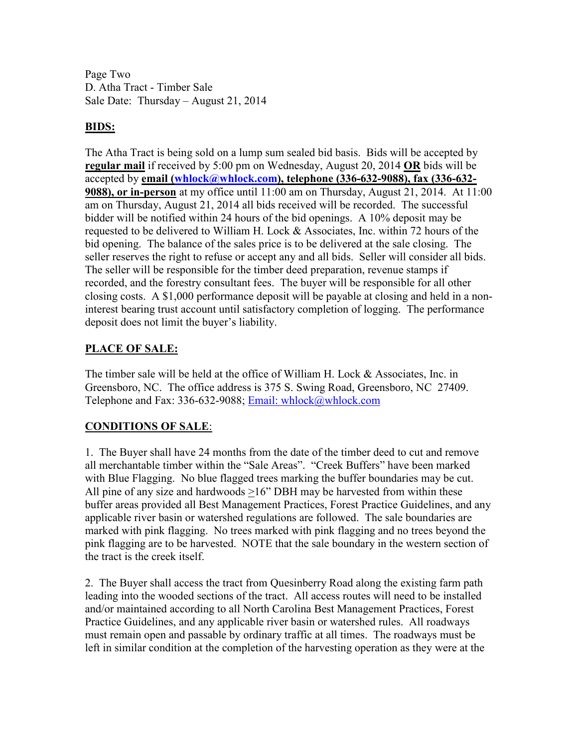Page Two
D. Atha Tract - Timber Sale
Sale Date: Thursday – August 21, 2014

**BIDS:**

The Atha Tract is being sold on a lump sum sealed bid basis. Bids will be accepted by **regular mail** if received by 5:00 pm on Wednesday, August 20, 2014 **OR** bids will be accepted by **email (whlock@whlock.com), telephone (336-632-9088), fax (336-632-9088), or in-person** at my office until 11:00 am on Thursday, August 21, 2014. At 11:00 am on Thursday, August 21, 2014 all bids received will be recorded. The successful bidder will be notified within 24 hours of the bid openings. A 10% deposit may be requested to be delivered to William H. Lock & Associates, Inc. within 72 hours of the bid opening. The balance of the sales price is to be delivered at the sale closing. The seller reserves the right to refuse or accept any and all bids. Seller will consider all bids. The seller will be responsible for the timber deed preparation, revenue stamps if recorded, and the forestry consultant fees. The buyer will be responsible for all other closing costs. A $1,000 performance deposit will be payable at closing and held in a non-interest bearing trust account until satisfactory completion of logging. The performance deposit does not limit the buyer's liability.

**PLACE OF SALE:**

The timber sale will be held at the office of William H. Lock & Associates, Inc. in Greensboro, NC. The office address is 375 S. Swing Road, Greensboro, NC 27409. Telephone and Fax: 336-632-9088; Email: whlock@whlock.com

**CONDITIONS OF SALE**:

1. The Buyer shall have 24 months from the date of the timber deed to cut and remove all merchantable timber within the "Sale Areas". "Creek Buffers" have been marked with Blue Flagging. No blue flagged trees marking the buffer boundaries may be cut. All pine of any size and hardwoods ≥16" DBH may be harvested from within these buffer areas provided all Best Management Practices, Forest Practice Guidelines, and any applicable river basin or watershed regulations are followed. The sale boundaries are marked with pink flagging. No trees marked with pink flagging and no trees beyond the pink flagging are to be harvested. NOTE that the sale boundary in the western section of the tract is the creek itself.

2. The Buyer shall access the tract from Quesinberry Road along the existing farm path leading into the wooded sections of the tract. All access routes will need to be installed and/or maintained according to all North Carolina Best Management Practices, Forest Practice Guidelines, and any applicable river basin or watershed rules. All roadways must remain open and passable by ordinary traffic at all times. The roadways must be left in similar condition at the completion of the harvesting operation as they were at the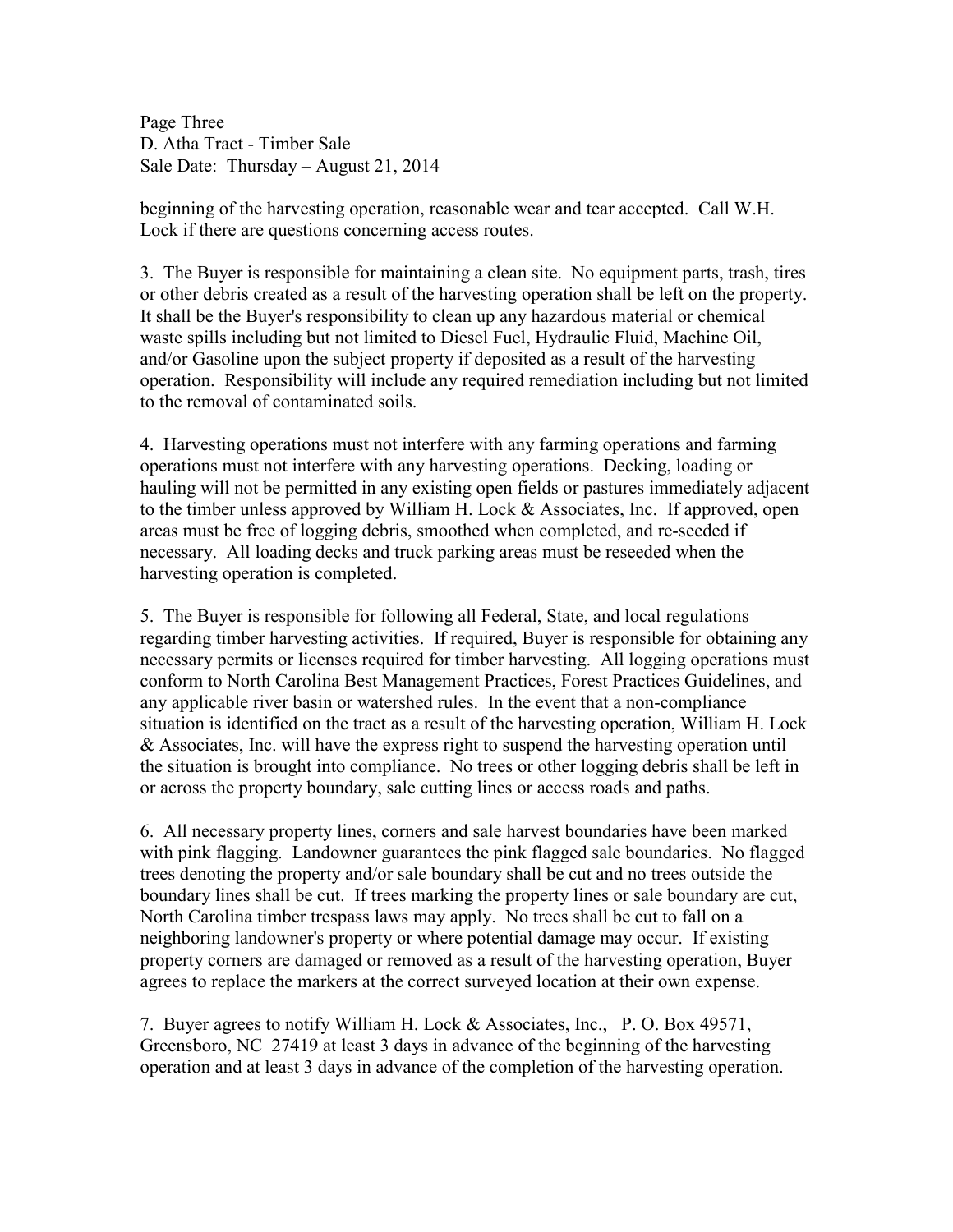beginning of the harvesting operation, reasonable wear and tear accepted. Call W.H. Lock if there are questions concerning access routes.

3. The Buyer is responsible for maintaining a clean site. No equipment parts, trash, tires or other debris created as a result of the harvesting operation shall be left on the property. It shall be the Buyer's responsibility to clean up any hazardous material or chemical waste spills including but not limited to Diesel Fuel, Hydraulic Fluid, Machine Oil, and/or Gasoline upon the subject property if deposited as a result of the harvesting operation. Responsibility will include any required remediation including but not limited to the removal of contaminated soils.

4. Harvesting operations must not interfere with any farming operations and farming operations must not interfere with any harvesting operations. Decking, loading or hauling will not be permitted in any existing open fields or pastures immediately adjacent to the timber unless approved by William H. Lock & Associates, Inc. If approved, open areas must be free of logging debris, smoothed when completed, and re-seeded if necessary. All loading decks and truck parking areas must be reseeded when the harvesting operation is completed.

5. The Buyer is responsible for following all Federal, State, and local regulations regarding timber harvesting activities. If required, Buyer is responsible for obtaining any necessary permits or licenses required for timber harvesting. All logging operations must conform to North Carolina Best Management Practices, Forest Practices Guidelines, and any applicable river basin or watershed rules. In the event that a non-compliance situation is identified on the tract as a result of the harvesting operation, William H. Lock & Associates, Inc. will have the express right to suspend the harvesting operation until the situation is brought into compliance. No trees or other logging debris shall be left in or across the property boundary, sale cutting lines or access roads and paths.

6. All necessary property lines, corners and sale harvest boundaries have been marked with pink flagging. Landowner guarantees the pink flagged sale boundaries. No flagged trees denoting the property and/or sale boundary shall be cut and no trees outside the boundary lines shall be cut. If trees marking the property lines or sale boundary are cut, North Carolina timber trespass laws may apply. No trees shall be cut to fall on a neighboring landowner's property or where potential damage may occur. If existing property corners are damaged or removed as a result of the harvesting operation, Buyer agrees to replace the markers at the correct surveyed location at their own expense.

7. Buyer agrees to notify William H. Lock & Associates, Inc., P. O. Box 49571, Greensboro, NC 27419 at least 3 days in advance of the beginning of the harvesting operation and at least 3 days in advance of the completion of the harvesting operation.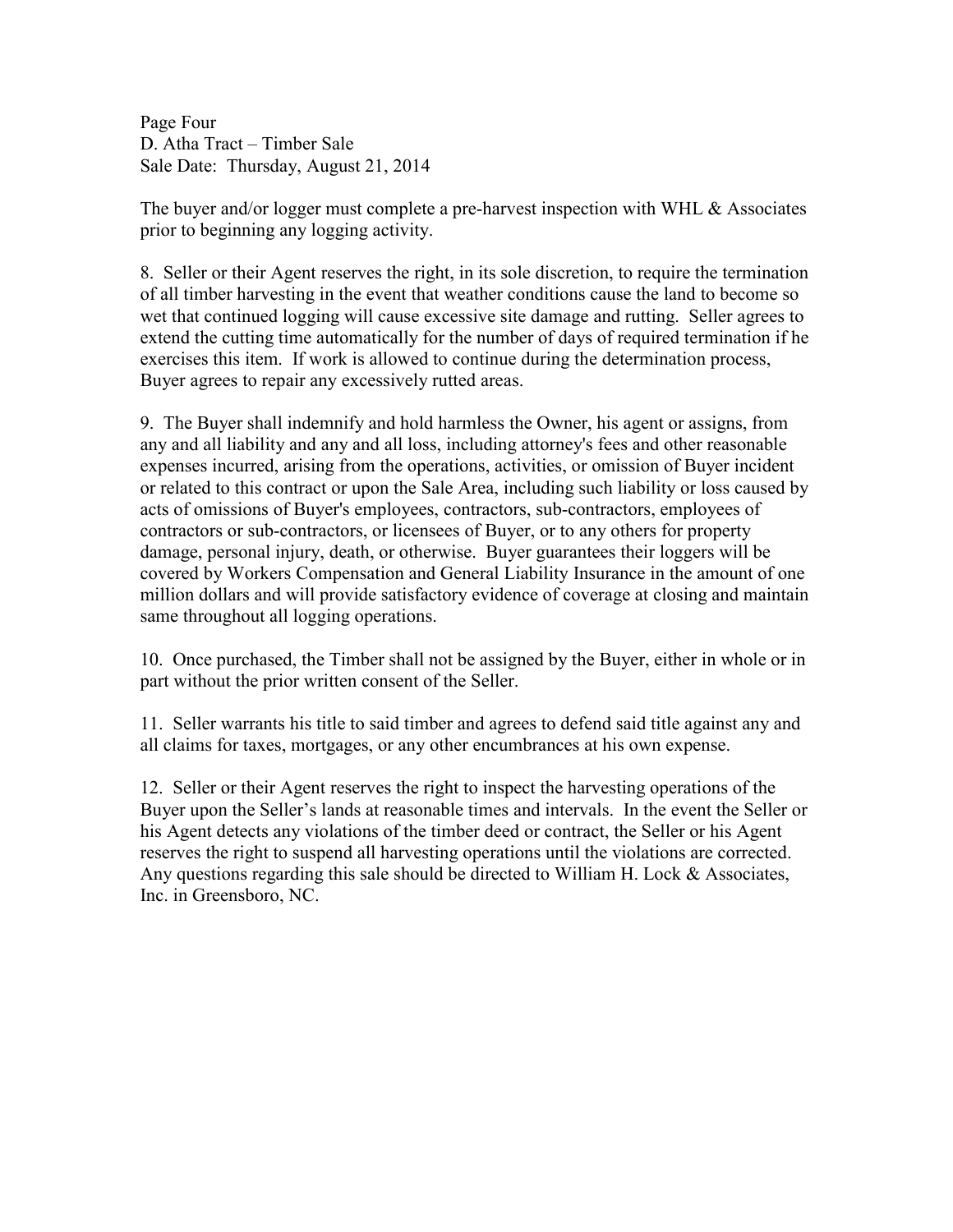The buyer and/or logger must complete a pre-harvest inspection with WHL & Associates prior to beginning any logging activity.

8. Seller or their Agent reserves the right, in its sole discretion, to require the termination of all timber harvesting in the event that weather conditions cause the land to become so wet that continued logging will cause excessive site damage and rutting. Seller agrees to extend the cutting time automatically for the number of days of required termination if he exercises this item. If work is allowed to continue during the determination process, Buyer agrees to repair any excessively rutted areas.

9. The Buyer shall indemnify and hold harmless the Owner, his agent or assigns, from any and all liability and any and all loss, including attorney's fees and other reasonable expenses incurred, arising from the operations, activities, or omission of Buyer incident or related to this contract or upon the Sale Area, including such liability or loss caused by acts of omissions of Buyer's employees, contractors, sub-contractors, employees of contractors or sub-contractors, or licensees of Buyer, or to any others for property damage, personal injury, death, or otherwise. Buyer guarantees their loggers will be covered by Workers Compensation and General Liability Insurance in the amount of one million dollars and will provide satisfactory evidence of coverage at closing and maintain same throughout all logging operations.

10. Once purchased, the Timber shall not be assigned by the Buyer, either in whole or in part without the prior written consent of the Seller.

11. Seller warrants his title to said timber and agrees to defend said title against any and all claims for taxes, mortgages, or any other encumbrances at his own expense.

12. Seller or their Agent reserves the right to inspect the harvesting operations of the Buyer upon the Seller's lands at reasonable times and intervals. In the event the Seller or his Agent detects any violations of the timber deed or contract, the Seller or his Agent reserves the right to suspend all harvesting operations until the violations are corrected. Any questions regarding this sale should be directed to William H. Lock & Associates, Inc. in Greensboro, NC.